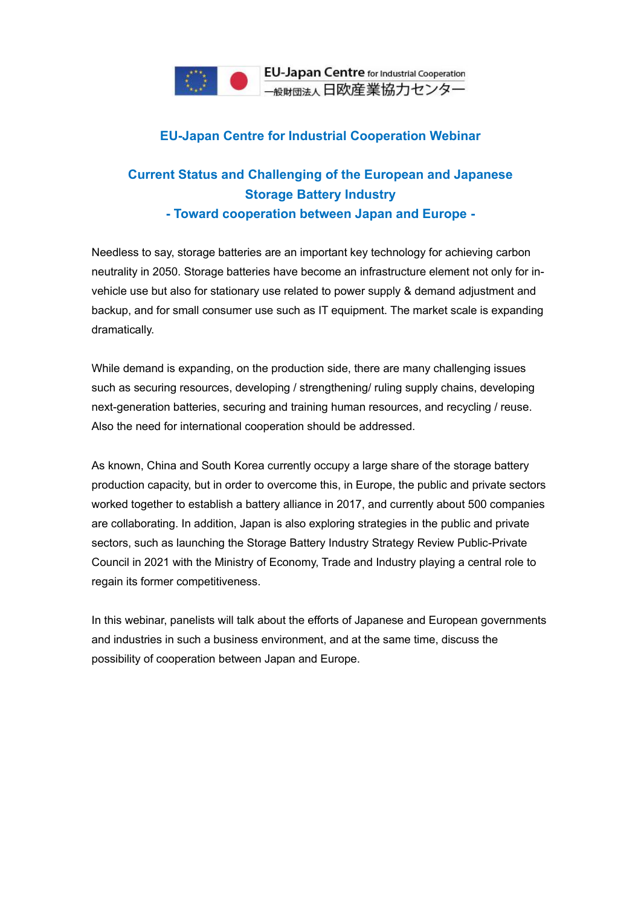EU-Japan Centre for Industrial Cooperation
一般財団法人 日欧産業協力センター

## EU-Japan Centre for Industrial Cooperation Webinar

# Current Status and Challenging of the European and Japanese Storage Battery Industry
## - Toward cooperation between Japan and Europe -

Needless to say, storage batteries are an important key technology for achieving carbon neutrality in 2050. Storage batteries have become an infrastructure element not only for in-vehicle use but also for stationary use related to power supply & demand adjustment and backup, and for small consumer use such as IT equipment. The market scale is expanding dramatically.

While demand is expanding, on the production side, there are many challenging issues such as securing resources, developing / strengthening/ ruling supply chains, developing next-generation batteries, securing and training human resources, and recycling / reuse. Also the need for international cooperation should be addressed.

As known, China and South Korea currently occupy a large share of the storage battery production capacity, but in order to overcome this, in Europe, the public and private sectors worked together to establish a battery alliance in 2017, and currently about 500 companies are collaborating. In addition, Japan is also exploring strategies in the public and private sectors, such as launching the Storage Battery Industry Strategy Review Public-Private Council in 2021 with the Ministry of Economy, Trade and Industry playing a central role to regain its former competitiveness.

In this webinar, panelists will talk about the efforts of Japanese and European governments and industries in such a business environment, and at the same time, discuss the possibility of cooperation between Japan and Europe.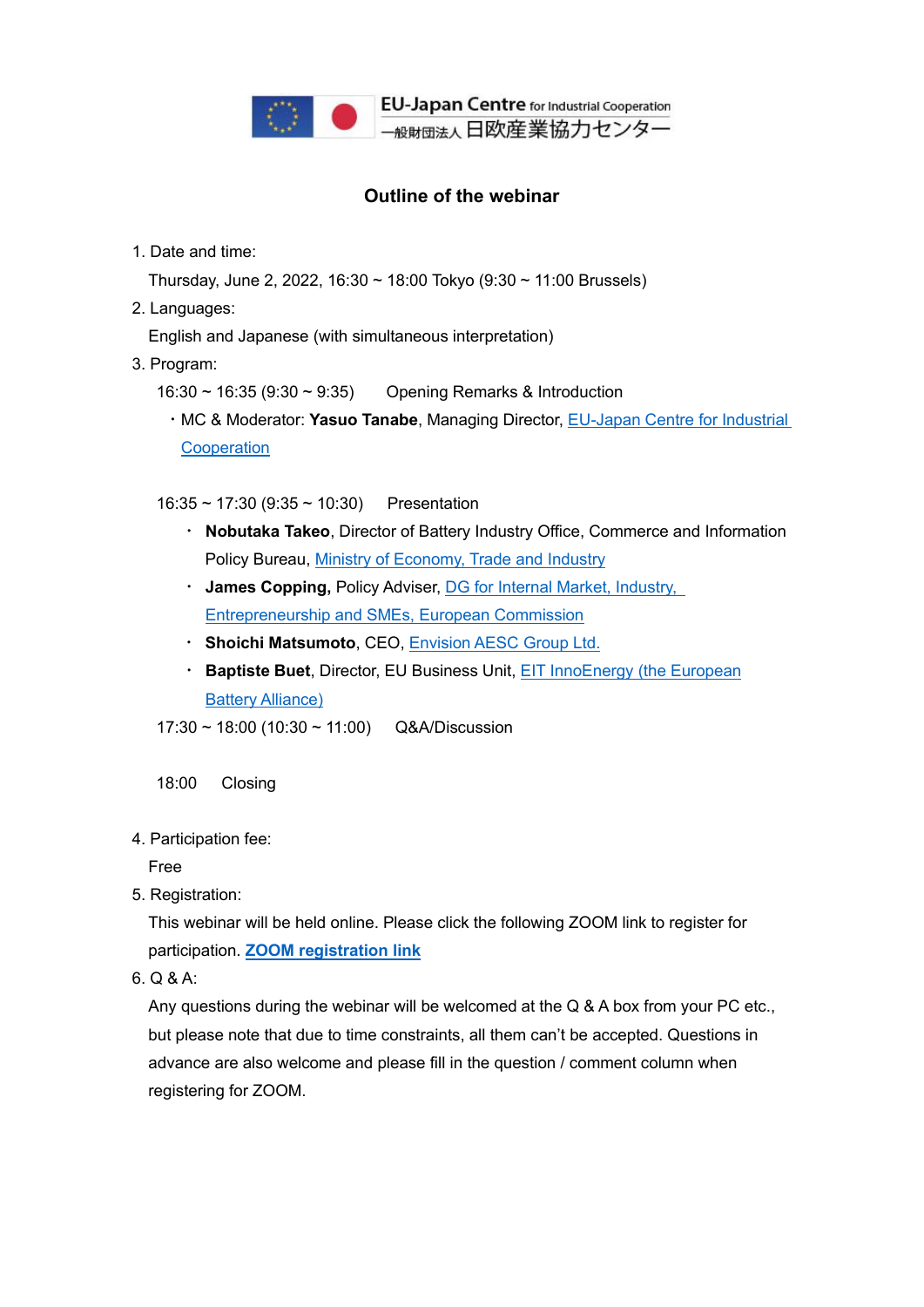EU-Japan Centre for Industrial Cooperation
一般財団法人 日欧産業協力センター

## Outline of the webinar

1. Date and time:

   Thursday, June 2, 2022, 16:30 ~ 18:00 Tokyo (9:30 ~ 11:00 Brussels)

2. Languages:

   English and Japanese (with simultaneous interpretation)

3. Program:

   16:30 ~ 16:35 (9:30 ~ 9:35) Opening Remarks & Introduction

   ・MC & Moderator: **Yasuo Tanabe**, Managing Director, EU-Japan Centre for Industrial Cooperation

   16:35 ~ 17:30 (9:35 ~ 10:30) Presentation

   - **Nobutaka Takeo**, Director of Battery Industry Office, Commerce and Information Policy Bureau, Ministry of Economy, Trade and Industry
   - **James Copping,** Policy Adviser, DG for Internal Market, Industry, Entrepreneurship and SMEs, European Commission
   - **Shoichi Matsumoto**, CEO, Envision AESC Group Ltd.
   - **Baptiste Buet**, Director, EU Business Unit, EIT InnoEnergy (the European Battery Alliance)

   17:30 ~ 18:00 (10:30 ~ 11:00) Q&A/Discussion

   18:00 Closing

4. Participation fee:

   Free

5. Registration:

   This webinar will be held online. Please click the following ZOOM link to register for participation. **ZOOM registration link**

6. Q & A:

   Any questions during the webinar will be welcomed at the Q & A box from your PC etc., but please note that due to time constraints, all them can't be accepted. Questions in advance are also welcome and please fill in the question / comment column when registering for ZOOM.